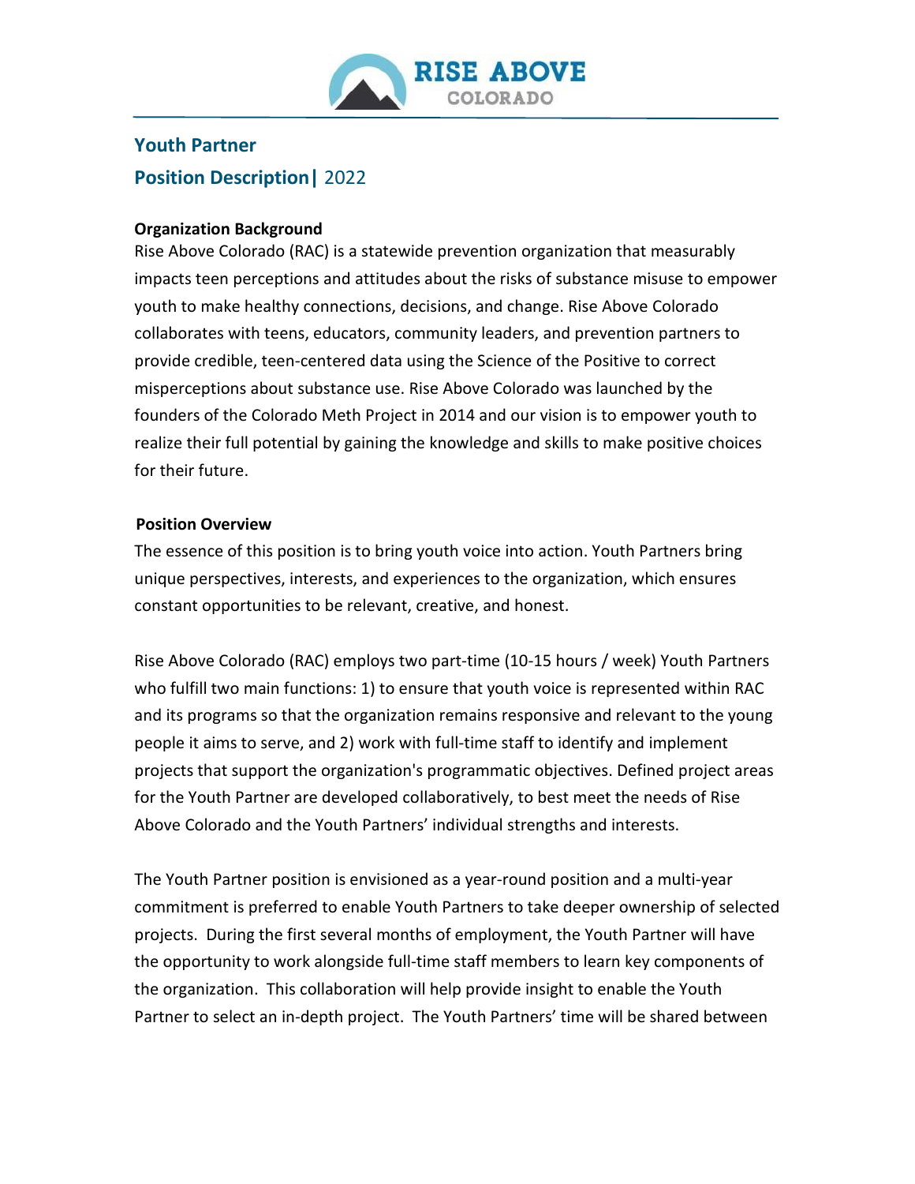# Youth Partner

## Position Description| 2022

**Organization Background**

Rise Above Colorado (RAC) is a statewide prevention organization that measurably impacts teen perceptions and attitudes about the risks of substance misuse to empower youth to make healthy connections, decisions, and change. Rise Above Colorado collaborates with teens, educators, community leaders, and prevention partners to provide credible, teen-centered data using the Science of the Positive to correct misperceptions about substance use. Rise Above Colorado was launched by the founders of the Colorado Meth Project in 2014 and our vision is to empower youth to realize their full potential by gaining the knowledge and skills to make positive choices for their future.

**Position Overview**

The essence of this position is to bring youth voice into action. Youth Partners bring unique perspectives, interests, and experiences to the organization, which ensures constant opportunities to be relevant, creative, and honest.

Rise Above Colorado (RAC) employs two part-time (10-15 hours / week) Youth Partners who fulfill two main functions: 1) to ensure that youth voice is represented within RAC and its programs so that the organization remains responsive and relevant to the young people it aims to serve, and 2) work with full-time staff to identify and implement projects that support the organization's programmatic objectives. Defined project areas for the Youth Partner are developed collaboratively, to best meet the needs of Rise Above Colorado and the Youth Partners' individual strengths and interests.

The Youth Partner position is envisioned as a year-round position and a multi-year commitment is preferred to enable Youth Partners to take deeper ownership of selected projects. During the first several months of employment, the Youth Partner will have the opportunity to work alongside full-time staff members to learn key components of the organization. This collaboration will help provide insight to enable the Youth Partner to select an in-depth project. The Youth Partners' time will be shared between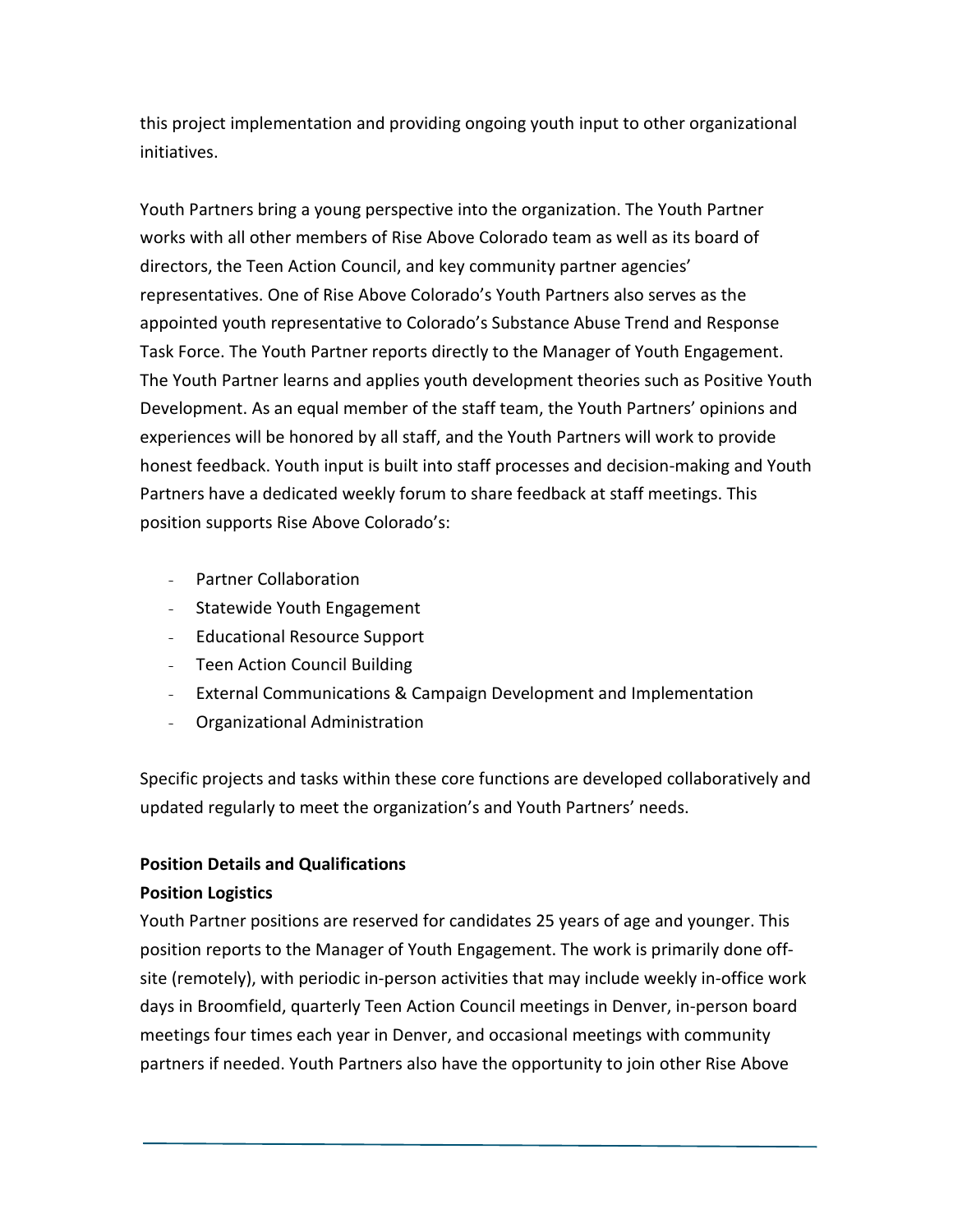this project implementation and providing ongoing youth input to other organizational initiatives.

Youth Partners bring a young perspective into the organization. The Youth Partner works with all other members of Rise Above Colorado team as well as its board of directors, the Teen Action Council, and key community partner agencies' representatives. One of Rise Above Colorado's Youth Partners also serves as the appointed youth representative to Colorado's Substance Abuse Trend and Response Task Force. The Youth Partner reports directly to the Manager of Youth Engagement. The Youth Partner learns and applies youth development theories such as Positive Youth Development. As an equal member of the staff team, the Youth Partners' opinions and experiences will be honored by all staff, and the Youth Partners will work to provide honest feedback. Youth input is built into staff processes and decision-making and Youth Partners have a dedicated weekly forum to share feedback at staff meetings. This position supports Rise Above Colorado's:

- Partner Collaboration
- Statewide Youth Engagement
- Educational Resource Support
- Teen Action Council Building
- External Communications & Campaign Development and Implementation
- Organizational Administration

Specific projects and tasks within these core functions are developed collaboratively and updated regularly to meet the organization's and Youth Partners' needs.

**Position Details and Qualifications**

**Position Logistics**

Youth Partner positions are reserved for candidates 25 years of age and younger. This position reports to the Manager of Youth Engagement. The work is primarily done off-site (remotely), with periodic in-person activities that may include weekly in-office work days in Broomfield, quarterly Teen Action Council meetings in Denver, in-person board meetings four times each year in Denver, and occasional meetings with community partners if needed. Youth Partners also have the opportunity to join other Rise Above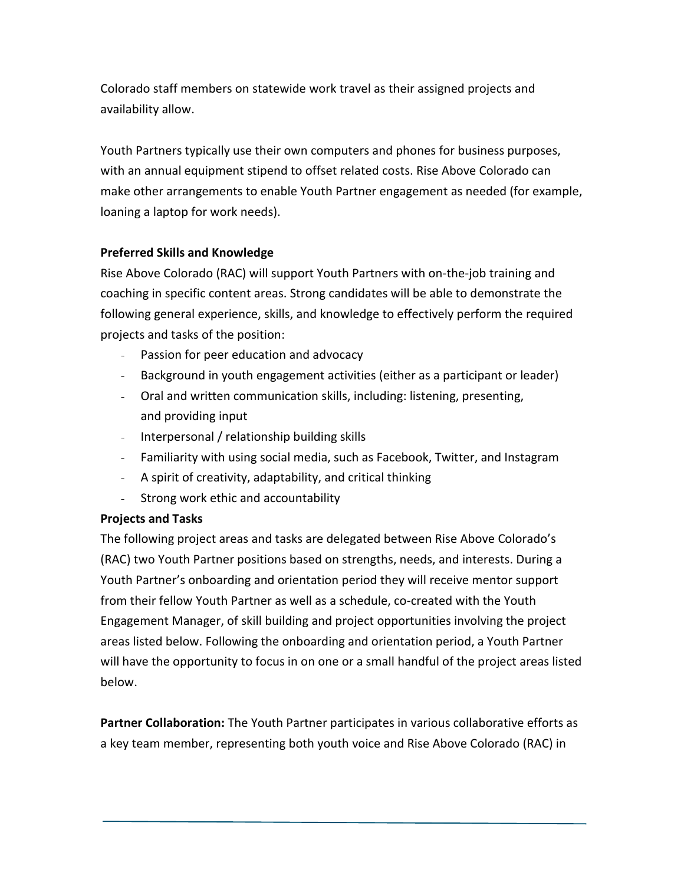Colorado staff members on statewide work travel as their assigned projects and availability allow.

Youth Partners typically use their own computers and phones for business purposes, with an annual equipment stipend to offset related costs. Rise Above Colorado can make other arrangements to enable Youth Partner engagement as needed (for example, loaning a laptop for work needs).

**Preferred Skills and Knowledge**

Rise Above Colorado (RAC) will support Youth Partners with on-the-job training and coaching in specific content areas. Strong candidates will be able to demonstrate the following general experience, skills, and knowledge to effectively perform the required projects and tasks of the position:

- Passion for peer education and advocacy
- Background in youth engagement activities (either as a participant or leader)
- Oral and written communication skills, including: listening, presenting, and providing input
- Interpersonal / relationship building skills
- Familiarity with using social media, such as Facebook, Twitter, and Instagram
- A spirit of creativity, adaptability, and critical thinking
- Strong work ethic and accountability

**Projects and Tasks**

The following project areas and tasks are delegated between Rise Above Colorado's (RAC) two Youth Partner positions based on strengths, needs, and interests. During a Youth Partner's onboarding and orientation period they will receive mentor support from their fellow Youth Partner as well as a schedule, co-created with the Youth Engagement Manager, of skill building and project opportunities involving the project areas listed below. Following the onboarding and orientation period, a Youth Partner will have the opportunity to focus in on one or a small handful of the project areas listed below.

**Partner Collaboration:** The Youth Partner participates in various collaborative efforts as a key team member, representing both youth voice and Rise Above Colorado (RAC) in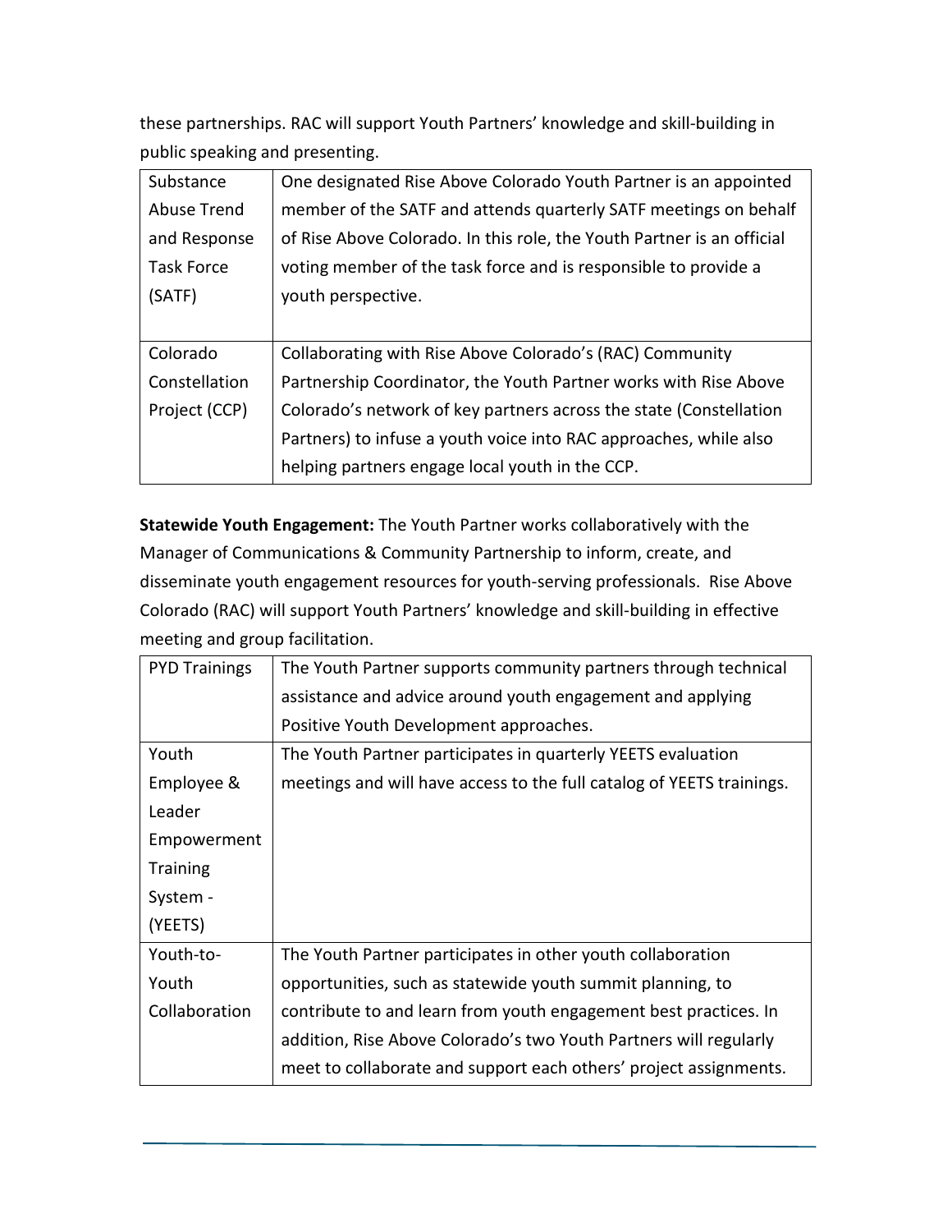these partnerships. RAC will support Youth Partners' knowledge and skill-building in public speaking and presenting.

| | |
|---|---|
| Substance Abuse Trend and Response Task Force (SATF) | One designated Rise Above Colorado Youth Partner is an appointed member of the SATF and attends quarterly SATF meetings on behalf of Rise Above Colorado. In this role, the Youth Partner is an official voting member of the task force and is responsible to provide a youth perspective. |
| Colorado Constellation Project (CCP) | Collaborating with Rise Above Colorado's (RAC) Community Partnership Coordinator, the Youth Partner works with Rise Above Colorado's network of key partners across the state (Constellation Partners) to infuse a youth voice into RAC approaches, while also helping partners engage local youth in the CCP. |

**Statewide Youth Engagement:** The Youth Partner works collaboratively with the Manager of Communications & Community Partnership to inform, create, and disseminate youth engagement resources for youth-serving professionals. Rise Above Colorado (RAC) will support Youth Partners' knowledge and skill-building in effective meeting and group facilitation.

| | |
|---|---|
| PYD Trainings | The Youth Partner supports community partners through technical assistance and advice around youth engagement and applying Positive Youth Development approaches. |
| Youth Employee & Leader Empowerment Training System - (YEETS) | The Youth Partner participates in quarterly YEETS evaluation meetings and will have access to the full catalog of YEETS trainings. |
| Youth-to-Youth Collaboration | The Youth Partner participates in other youth collaboration opportunities, such as statewide youth summit planning, to contribute to and learn from youth engagement best practices. In addition, Rise Above Colorado's two Youth Partners will regularly meet to collaborate and support each others' project assignments. |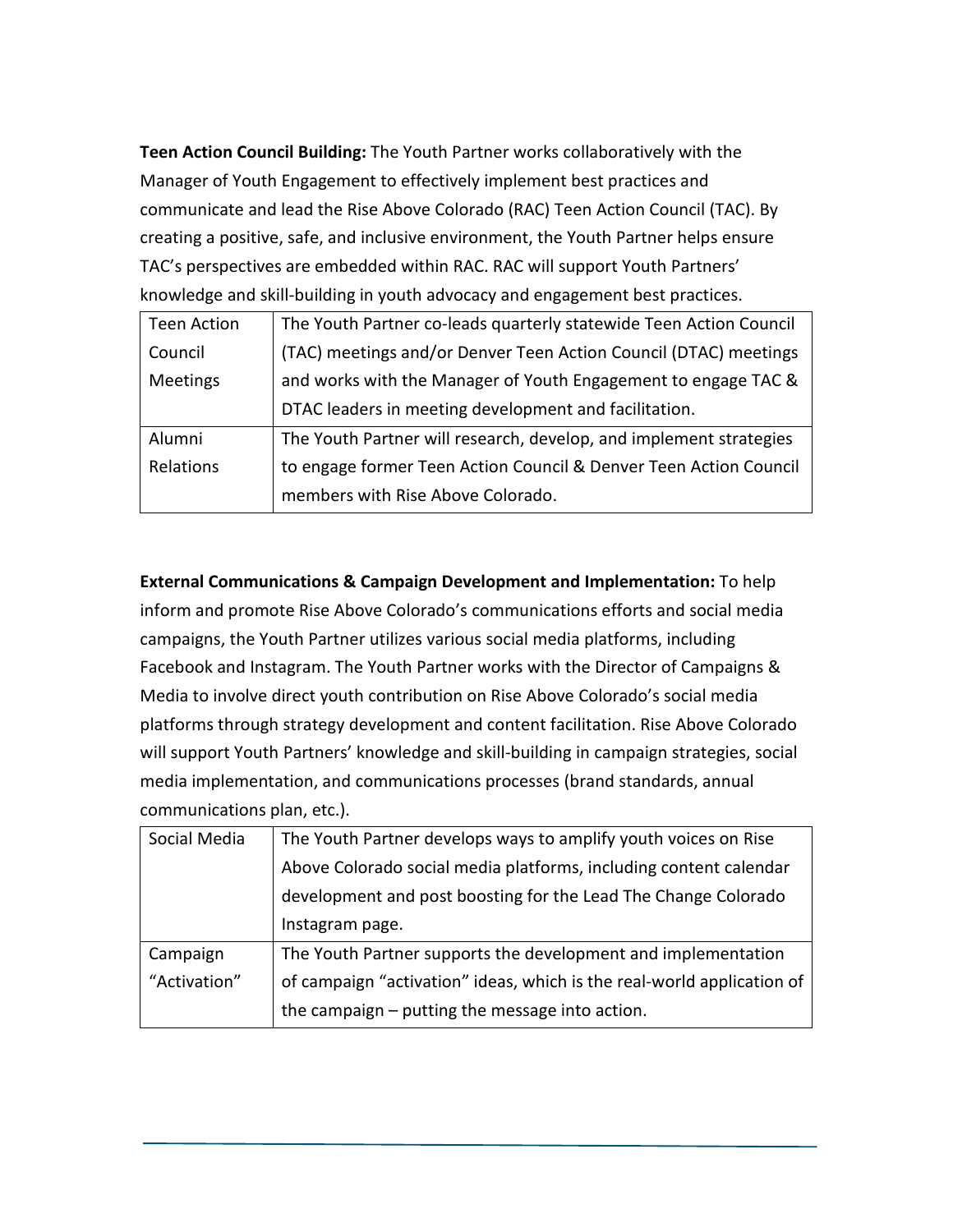**Teen Action Council Building:** The Youth Partner works collaboratively with the Manager of Youth Engagement to effectively implement best practices and communicate and lead the Rise Above Colorado (RAC) Teen Action Council (TAC). By creating a positive, safe, and inclusive environment, the Youth Partner helps ensure TAC's perspectives are embedded within RAC. RAC will support Youth Partners' knowledge and skill-building in youth advocacy and engagement best practices.

| | |
|---|---|
| Teen Action Council Meetings | The Youth Partner co-leads quarterly statewide Teen Action Council (TAC) meetings and/or Denver Teen Action Council (DTAC) meetings and works with the Manager of Youth Engagement to engage TAC & DTAC leaders in meeting development and facilitation. |
| Alumni Relations | The Youth Partner will research, develop, and implement strategies to engage former Teen Action Council & Denver Teen Action Council members with Rise Above Colorado. |

**External Communications & Campaign Development and Implementation:** To help inform and promote Rise Above Colorado's communications efforts and social media campaigns, the Youth Partner utilizes various social media platforms, including Facebook and Instagram. The Youth Partner works with the Director of Campaigns & Media to involve direct youth contribution on Rise Above Colorado's social media platforms through strategy development and content facilitation. Rise Above Colorado will support Youth Partners' knowledge and skill-building in campaign strategies, social media implementation, and communications processes (brand standards, annual communications plan, etc.).

| | |
|---|---|
| Social Media | The Youth Partner develops ways to amplify youth voices on Rise Above Colorado social media platforms, including content calendar development and post boosting for the Lead The Change Colorado Instagram page. |
| Campaign "Activation" | The Youth Partner supports the development and implementation of campaign "activation" ideas, which is the real-world application of the campaign – putting the message into action. |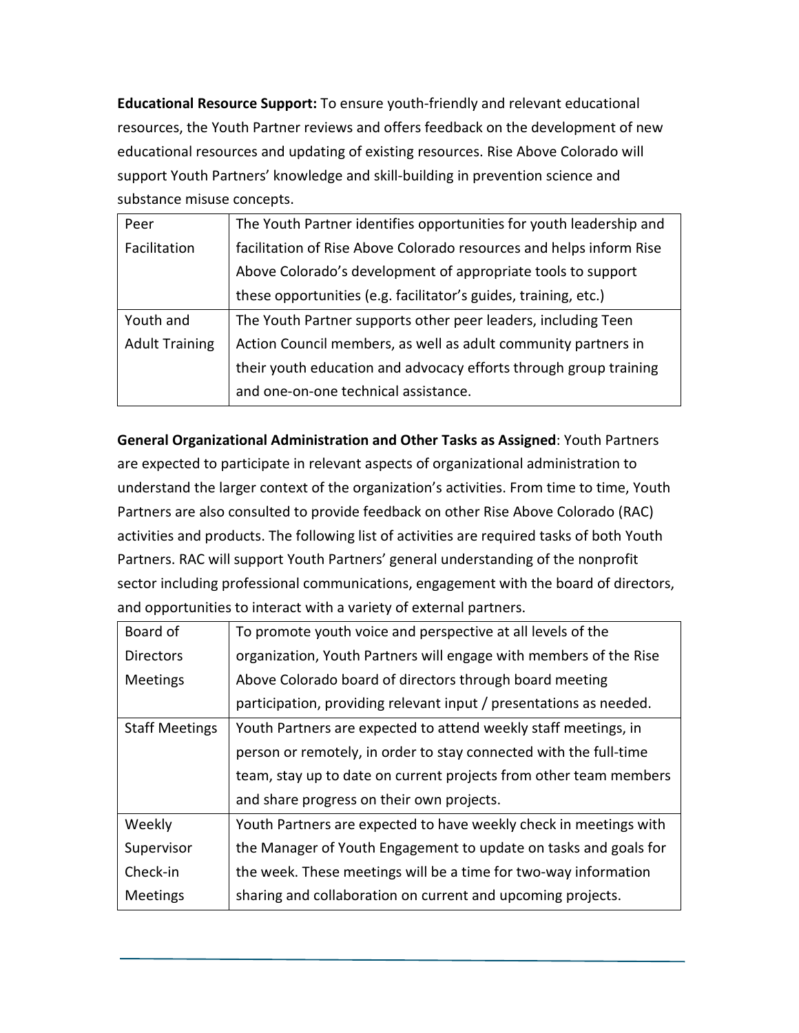**Educational Resource Support:** To ensure youth-friendly and relevant educational resources, the Youth Partner reviews and offers feedback on the development of new educational resources and updating of existing resources. Rise Above Colorado will support Youth Partners' knowledge and skill-building in prevention science and substance misuse concepts.

| | |
|---|---|
| Peer Facilitation | The Youth Partner identifies opportunities for youth leadership and facilitation of Rise Above Colorado resources and helps inform Rise Above Colorado's development of appropriate tools to support these opportunities (e.g. facilitator's guides, training, etc.) |
| Youth and Adult Training | The Youth Partner supports other peer leaders, including Teen Action Council members, as well as adult community partners in their youth education and advocacy efforts through group training and one-on-one technical assistance. |

**General Organizational Administration and Other Tasks as Assigned**: Youth Partners are expected to participate in relevant aspects of organizational administration to understand the larger context of the organization's activities. From time to time, Youth Partners are also consulted to provide feedback on other Rise Above Colorado (RAC) activities and products. The following list of activities are required tasks of both Youth Partners. RAC will support Youth Partners' general understanding of the nonprofit sector including professional communications, engagement with the board of directors, and opportunities to interact with a variety of external partners.

| | |
|---|---|
| Board of Directors Meetings | To promote youth voice and perspective at all levels of the organization, Youth Partners will engage with members of the Rise Above Colorado board of directors through board meeting participation, providing relevant input / presentations as needed. |
| Staff Meetings | Youth Partners are expected to attend weekly staff meetings, in person or remotely, in order to stay connected with the full-time team, stay up to date on current projects from other team members and share progress on their own projects. |
| Weekly Supervisor Check-in Meetings | Youth Partners are expected to have weekly check in meetings with the Manager of Youth Engagement to update on tasks and goals for the week. These meetings will be a time for two-way information sharing and collaboration on current and upcoming projects. |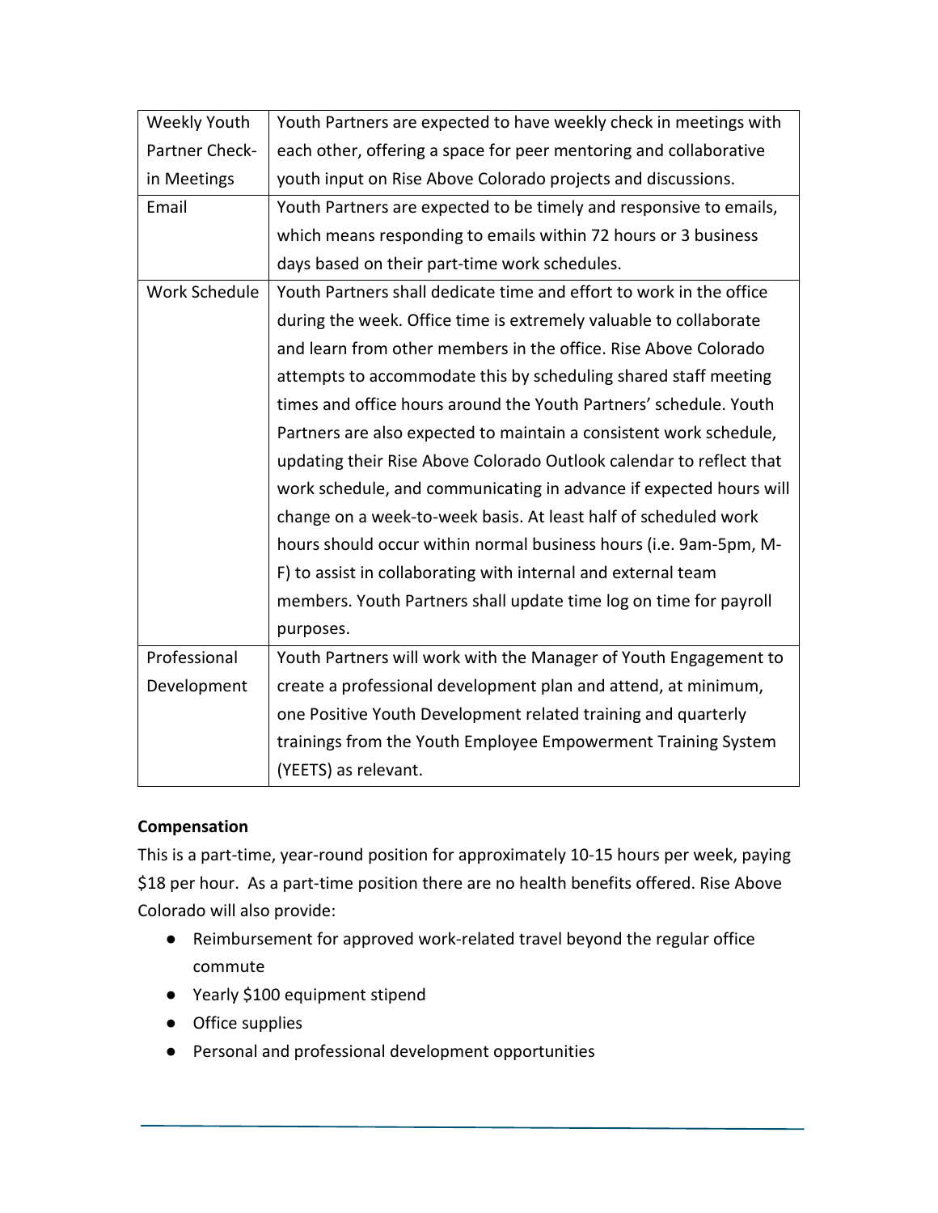| | |
|---|---|
| Weekly Youth Partner Check-in Meetings | Youth Partners are expected to have weekly check in meetings with each other, offering a space for peer mentoring and collaborative youth input on Rise Above Colorado projects and discussions. |
| Email | Youth Partners are expected to be timely and responsive to emails, which means responding to emails within 72 hours or 3 business days based on their part-time work schedules. |
| Work Schedule | Youth Partners shall dedicate time and effort to work in the office during the week. Office time is extremely valuable to collaborate and learn from other members in the office. Rise Above Colorado attempts to accommodate this by scheduling shared staff meeting times and office hours around the Youth Partners' schedule. Youth Partners are also expected to maintain a consistent work schedule, updating their Rise Above Colorado Outlook calendar to reflect that work schedule, and communicating in advance if expected hours will change on a week-to-week basis. At least half of scheduled work hours should occur within normal business hours (i.e. 9am-5pm, M-F) to assist in collaborating with internal and external team members. Youth Partners shall update time log on time for payroll purposes. |
| Professional Development | Youth Partners will work with the Manager of Youth Engagement to create a professional development plan and attend, at minimum, one Positive Youth Development related training and quarterly trainings from the Youth Employee Empowerment Training System (YEETS) as relevant. |

**Compensation**

This is a part-time, year-round position for approximately 10-15 hours per week, paying $18 per hour. As a part-time position there are no health benefits offered. Rise Above Colorado will also provide:

- Reimbursement for approved work-related travel beyond the regular office commute
- Yearly $100 equipment stipend
- Office supplies
- Personal and professional development opportunities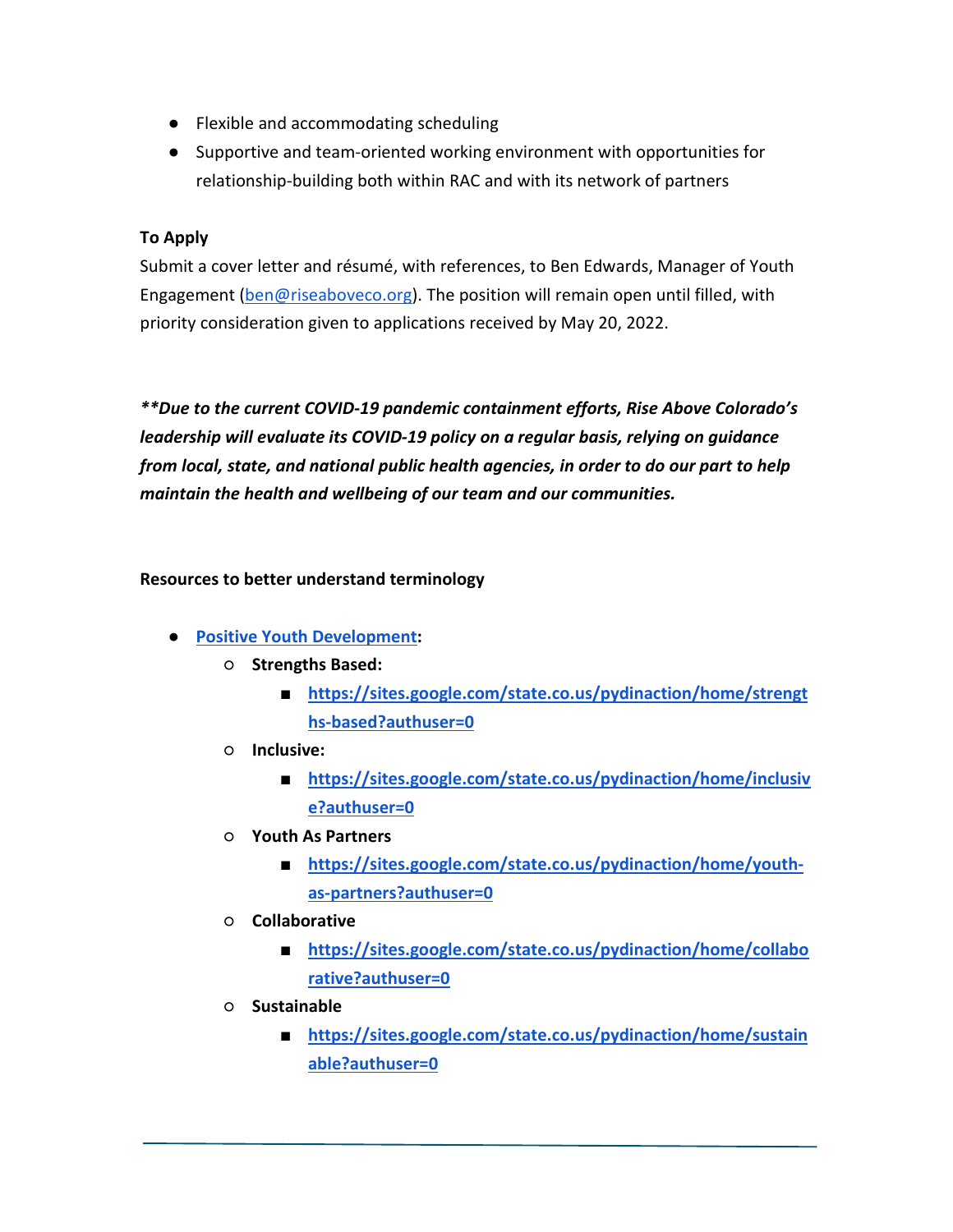- Flexible and accommodating scheduling
- Supportive and team-oriented working environment with opportunities for relationship-building both within RAC and with its network of partners

**To Apply**

Submit a cover letter and résumé, with references, to Ben Edwards, Manager of Youth Engagement (ben@riseaboveco.org). The position will remain open until filled, with priority consideration given to applications received by May 20, 2022.

***\*\*Due to the current COVID-19 pandemic containment efforts, Rise Above Colorado's leadership will evaluate its COVID-19 policy on a regular basis, relying on guidance from local, state, and national public health agencies, in order to do our part to help maintain the health and wellbeing of our team and our communities.***

**Resources to better understand terminology**

- **Positive Youth Development:**
  - **Strengths Based:**
    - **https://sites.google.com/state.co.us/pydinaction/home/strengths-based?authuser=0**
  - **Inclusive:**
    - **https://sites.google.com/state.co.us/pydinaction/home/inclusive?authuser=0**
  - **Youth As Partners**
    - **https://sites.google.com/state.co.us/pydinaction/home/youth-as-partners?authuser=0**
  - **Collaborative**
    - **https://sites.google.com/state.co.us/pydinaction/home/collaborative?authuser=0**
  - **Sustainable**
    - **https://sites.google.com/state.co.us/pydinaction/home/sustainable?authuser=0**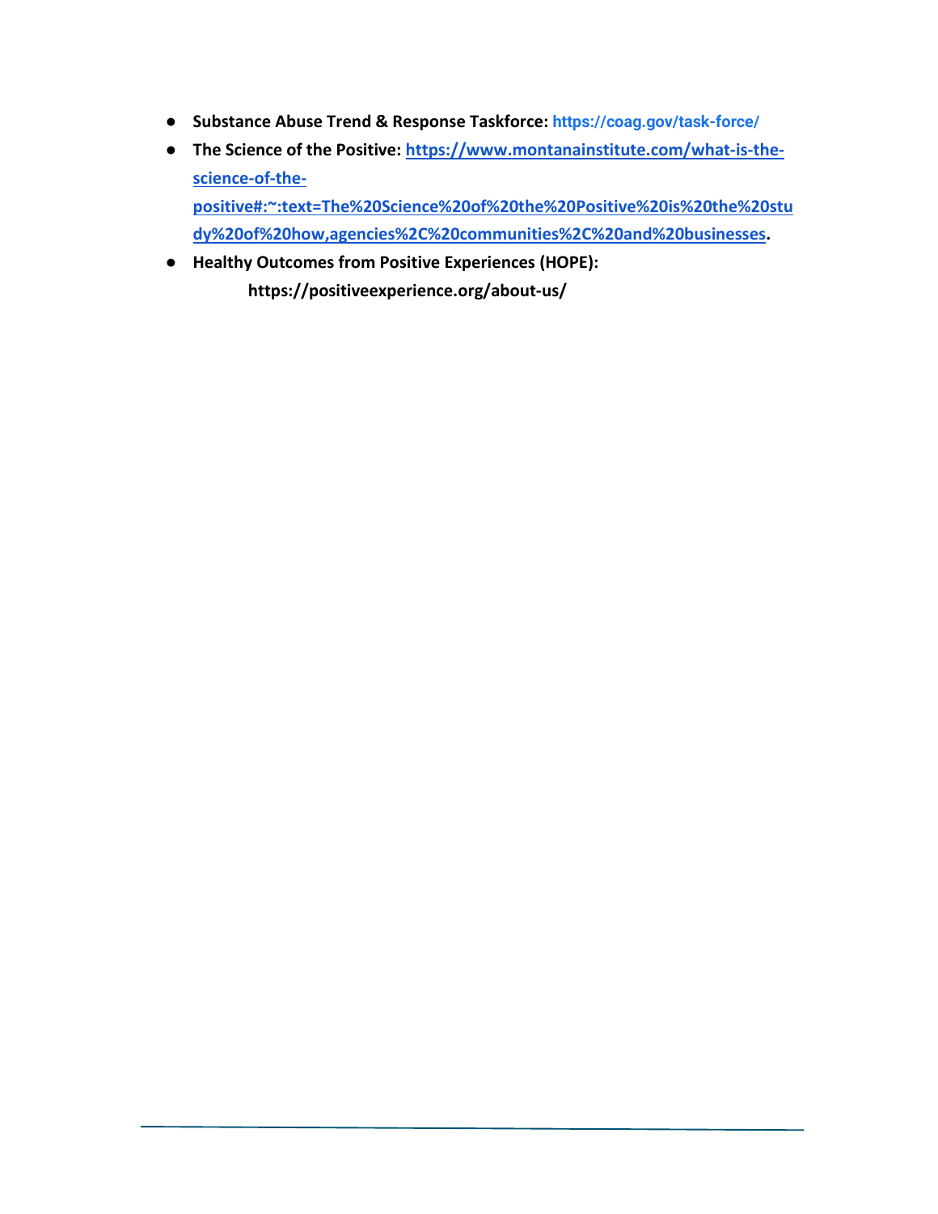- **Substance Abuse Trend & Response Taskforce:** https://coag.gov/task-force/
- **The Science of the Positive:** **https://www.montanainstitute.com/what-is-the-science-of-the-positive#:~:text=The%20Science%20of%20the%20Positive%20is%20the%20study%20of%20how,agencies%2C%20communities%2C%20and%20businesses.**
- **Healthy Outcomes from Positive Experiences (HOPE):** **https://positiveexperience.org/about-us/**